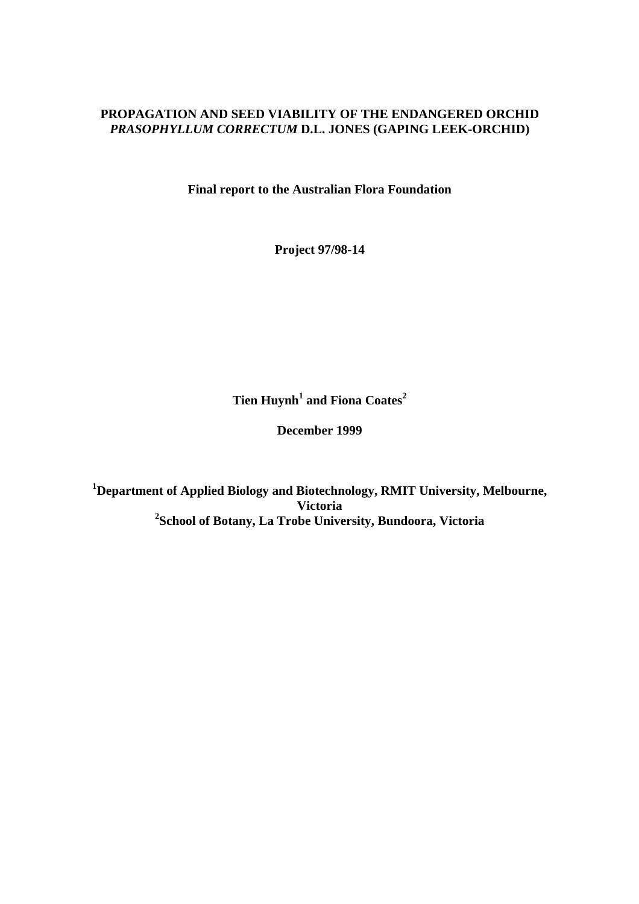# PROPAGATION AND SEED VIABILITY OF THE ENDANGERED ORCHID *PRASOPHYLLUM CORRECTUM* D.L. JONES (GAPING LEEK-ORCHID)

**Final report to the Australian Flora Foundation**

**Project 97/98-14**

**Tien Huynh[1] and Fiona Coates[2]**

**December 1999**

**[1]Department of Applied Biology and Biotechnology, RMIT University, Melbourne, Victoria**

**[2]School of Botany, La Trobe University, Bundoora, Victoria**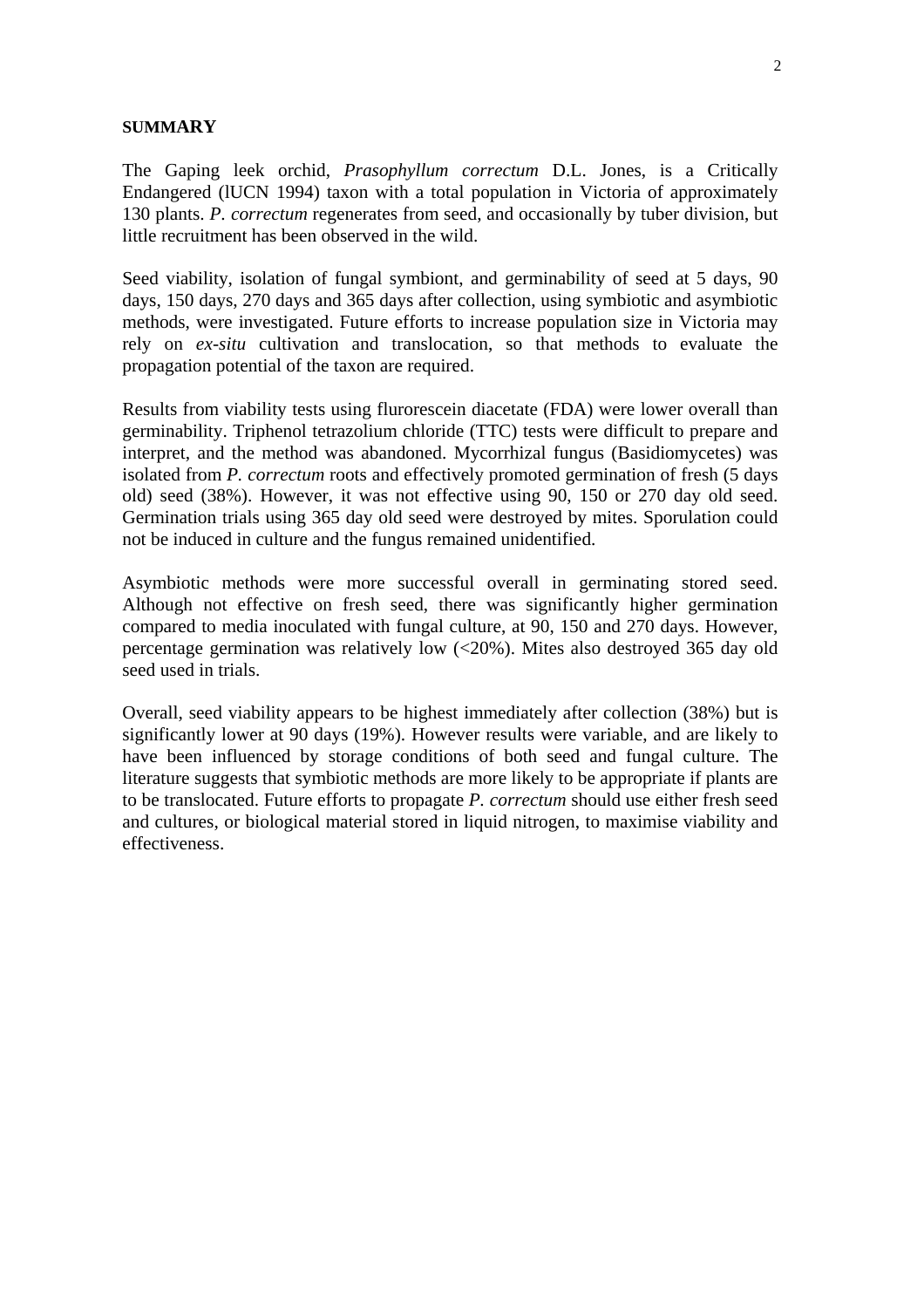**SUMMARY**

The Gaping leek orchid, *Prasophyllum correctum* D.L. Jones, is a Critically Endangered (lUCN 1994) taxon with a total population in Victoria of approximately 130 plants. *P. correctum* regenerates from seed, and occasionally by tuber division, but little recruitment has been observed in the wild.

Seed viability, isolation of fungal symbiont, and germinability of seed at 5 days, 90 days, 150 days, 270 days and 365 days after collection, using symbiotic and asymbiotic methods, were investigated. Future efforts to increase population size in Victoria may rely on *ex-situ* cultivation and translocation, so that methods to evaluate the propagation potential of the taxon are required.

Results from viability tests using flurorescein diacetate (FDA) were lower overall than germinability. Triphenol tetrazolium chloride (TTC) tests were difficult to prepare and interpret, and the method was abandoned. Mycorrhizal fungus (Basidiomycetes) was isolated from *P. correctum* roots and effectively promoted germination of fresh (5 days old) seed (38%). However, it was not effective using 90, 150 or 270 day old seed. Germination trials using 365 day old seed were destroyed by mites. Sporulation could not be induced in culture and the fungus remained unidentified.

Asymbiotic methods were more successful overall in germinating stored seed. Although not effective on fresh seed, there was significantly higher germination compared to media inoculated with fungal culture, at 90, 150 and 270 days. However, percentage germination was relatively low (<20%). Mites also destroyed 365 day old seed used in trials.

Overall, seed viability appears to be highest immediately after collection (38%) but is significantly lower at 90 days (19%). However results were variable, and are likely to have been influenced by storage conditions of both seed and fungal culture. The literature suggests that symbiotic methods are more likely to be appropriate if plants are to be translocated. Future efforts to propagate *P. correctum* should use either fresh seed and cultures, or biological material stored in liquid nitrogen, to maximise viability and effectiveness.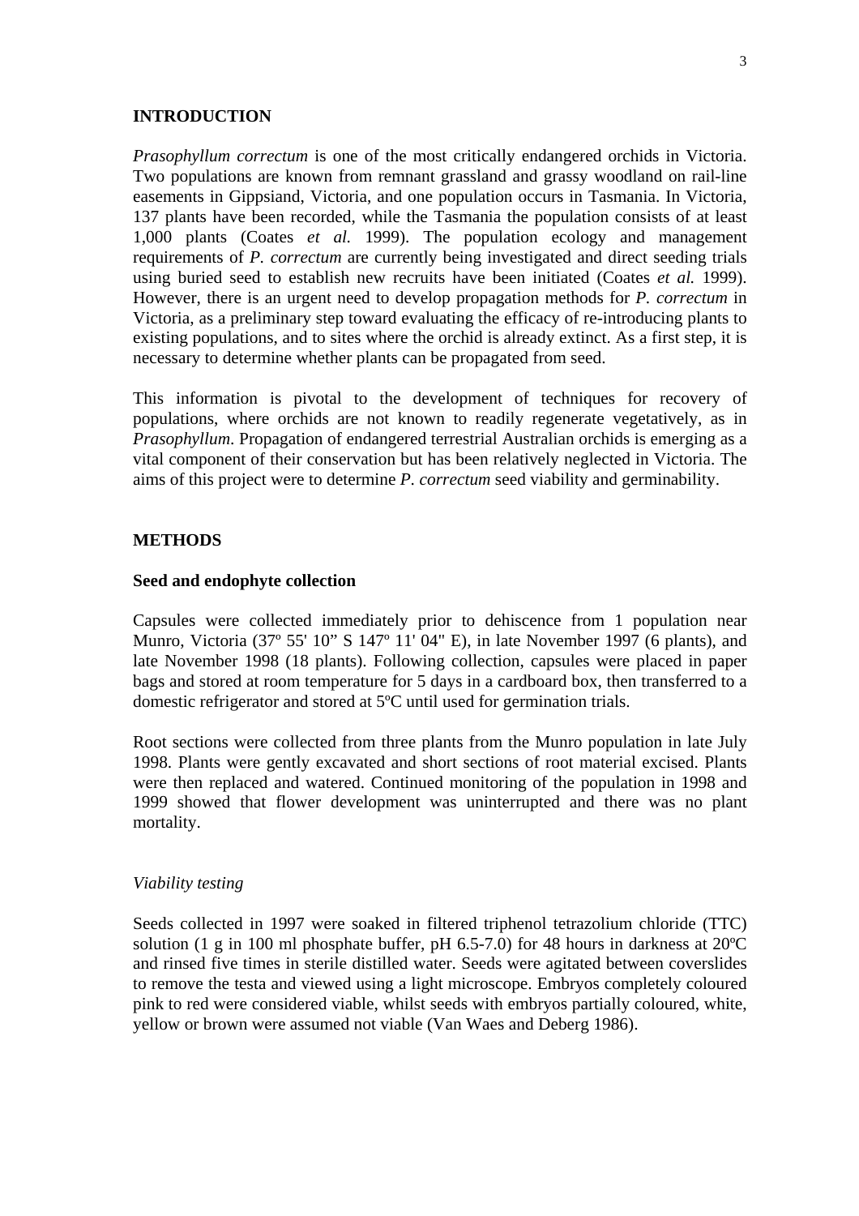## INTRODUCTION

*Prasophyllum correctum* is one of the most critically endangered orchids in Victoria. Two populations are known from remnant grassland and grassy woodland on rail-line easements in Gippsiand, Victoria, and one population occurs in Tasmania. In Victoria, 137 plants have been recorded, while the Tasmania the population consists of at least 1,000 plants (Coates *et al.* 1999). The population ecology and management requirements of *P. correctum* are currently being investigated and direct seeding trials using buried seed to establish new recruits have been initiated (Coates *et al.* 1999). However, there is an urgent need to develop propagation methods for *P. correctum* in Victoria, as a preliminary step toward evaluating the efficacy of re-introducing plants to existing populations, and to sites where the orchid is already extinct. As a first step, it is necessary to determine whether plants can be propagated from seed.

This information is pivotal to the development of techniques for recovery of populations, where orchids are not known to readily regenerate vegetatively, as in *Prasophyllum*. Propagation of endangered terrestrial Australian orchids is emerging as a vital component of their conservation but has been relatively neglected in Victoria. The aims of this project were to determine *P. correctum* seed viability and germinability.

## METHODS

### Seed and endophyte collection

Capsules were collected immediately prior to dehiscence from 1 population near Munro, Victoria (37º 55' 10" S 147º 11' 04" E), in late November 1997 (6 plants), and late November 1998 (18 plants). Following collection, capsules were placed in paper bags and stored at room temperature for 5 days in a cardboard box, then transferred to a domestic refrigerator and stored at 5ºC until used for germination trials.

Root sections were collected from three plants from the Munro population in late July 1998. Plants were gently excavated and short sections of root material excised. Plants were then replaced and watered. Continued monitoring of the population in 1998 and 1999 showed that flower development was uninterrupted and there was no plant mortality.

#### *Viability testing*

Seeds collected in 1997 were soaked in filtered triphenol tetrazolium chloride (TTC) solution (1 g in 100 ml phosphate buffer, pH 6.5-7.0) for 48 hours in darkness at 20ºC and rinsed five times in sterile distilled water. Seeds were agitated between coverslides to remove the testa and viewed using a light microscope. Embryos completely coloured pink to red were considered viable, whilst seeds with embryos partially coloured, white, yellow or brown were assumed not viable (Van Waes and Deberg 1986).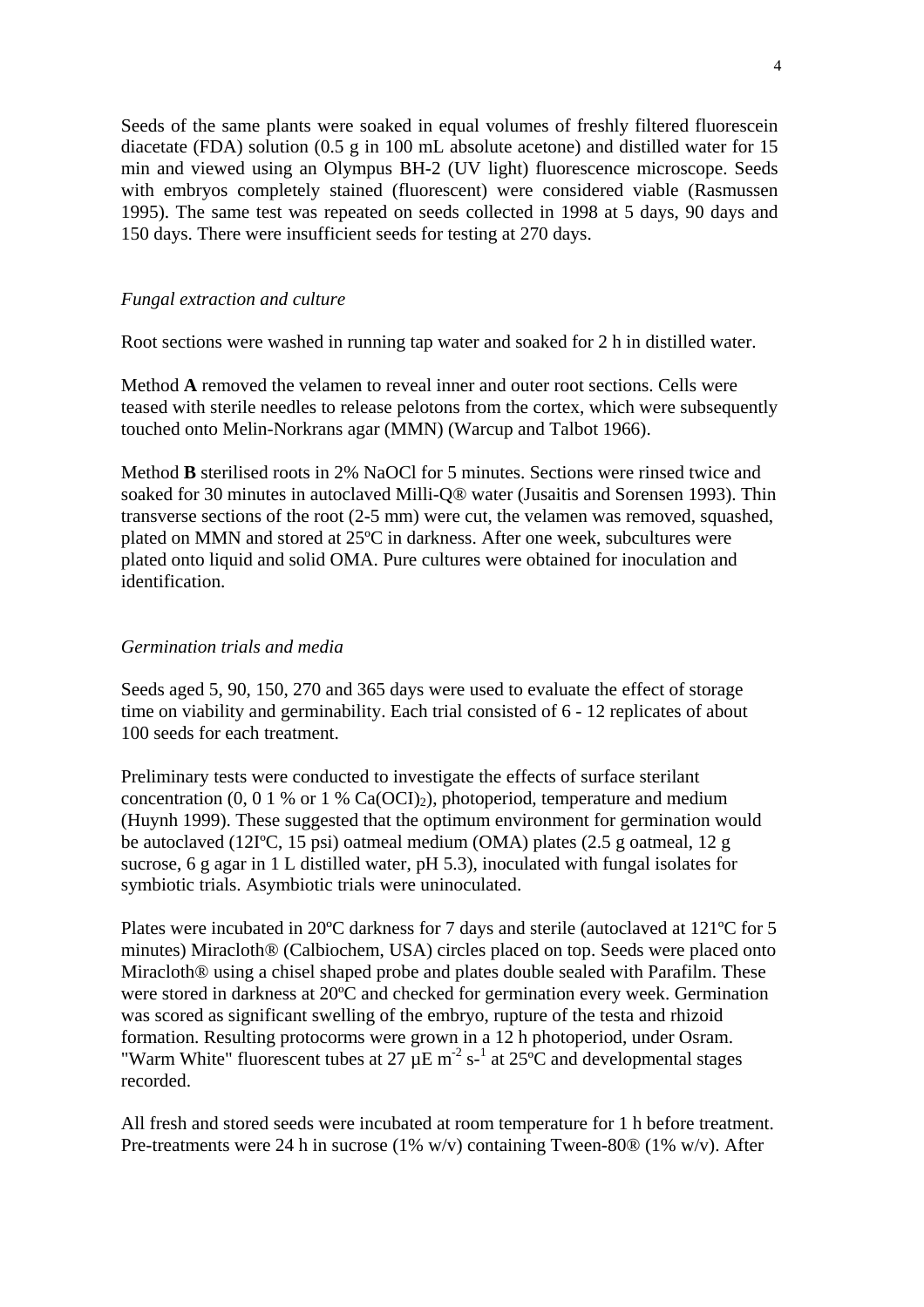Seeds of the same plants were soaked in equal volumes of freshly filtered fluorescein diacetate (FDA) solution (0.5 g in 100 mL absolute acetone) and distilled water for 15 min and viewed using an Olympus BH-2 (UV light) fluorescence microscope. Seeds with embryos completely stained (fluorescent) were considered viable (Rasmussen 1995). The same test was repeated on seeds collected in 1998 at 5 days, 90 days and 150 days. There were insufficient seeds for testing at 270 days.

*Fungal extraction and culture*

Root sections were washed in running tap water and soaked for 2 h in distilled water.

Method **A** removed the velamen to reveal inner and outer root sections. Cells were teased with sterile needles to release pelotons from the cortex, which were subsequently touched onto Melin-Norkrans agar (MMN) (Warcup and Talbot 1966).

Method **B** sterilised roots in 2% NaOCl for 5 minutes. Sections were rinsed twice and soaked for 30 minutes in autoclaved Milli-Q® water (Jusaitis and Sorensen 1993). Thin transverse sections of the root (2-5 mm) were cut, the velamen was removed, squashed, plated on MMN and stored at 25ºC in darkness. After one week, subcultures were plated onto liquid and solid OMA. Pure cultures were obtained for inoculation and identification.

*Germination trials and media*

Seeds aged 5, 90, 150, 270 and 365 days were used to evaluate the effect of storage time on viability and germinability. Each trial consisted of 6 - 12 replicates of about 100 seeds for each treatment.

Preliminary tests were conducted to investigate the effects of surface sterilant concentration (0, 0 1 % or 1 % $Ca(OCl)_2$), photoperiod, temperature and medium (Huynh 1999). These suggested that the optimum environment for germination would be autoclaved (12IºC, 15 psi) oatmeal medium (OMA) plates (2.5 g oatmeal, 12 g sucrose, 6 g agar in 1 L distilled water, pH 5.3), inoculated with fungal isolates for symbiotic trials. Asymbiotic trials were uninoculated.

Plates were incubated in 20ºC darkness for 7 days and sterile (autoclaved at 121ºC for 5 minutes) Miracloth® (Calbiochem, USA) circles placed on top. Seeds were placed onto Miracloth® using a chisel shaped probe and plates double sealed with Parafilm. These were stored in darkness at 20ºC and checked for germination every week. Germination was scored as significant swelling of the embryo, rupture of the testa and rhizoid formation. Resulting protocorms were grown in a 12 h photoperiod, under Osram. "Warm White" fluorescent tubes at 27 µE $m^{-2}$ $s^{-1}$ at 25ºC and developmental stages recorded.

All fresh and stored seeds were incubated at room temperature for 1 h before treatment. Pre-treatments were 24 h in sucrose (1% w/v) containing Tween-80® (1% w/v). After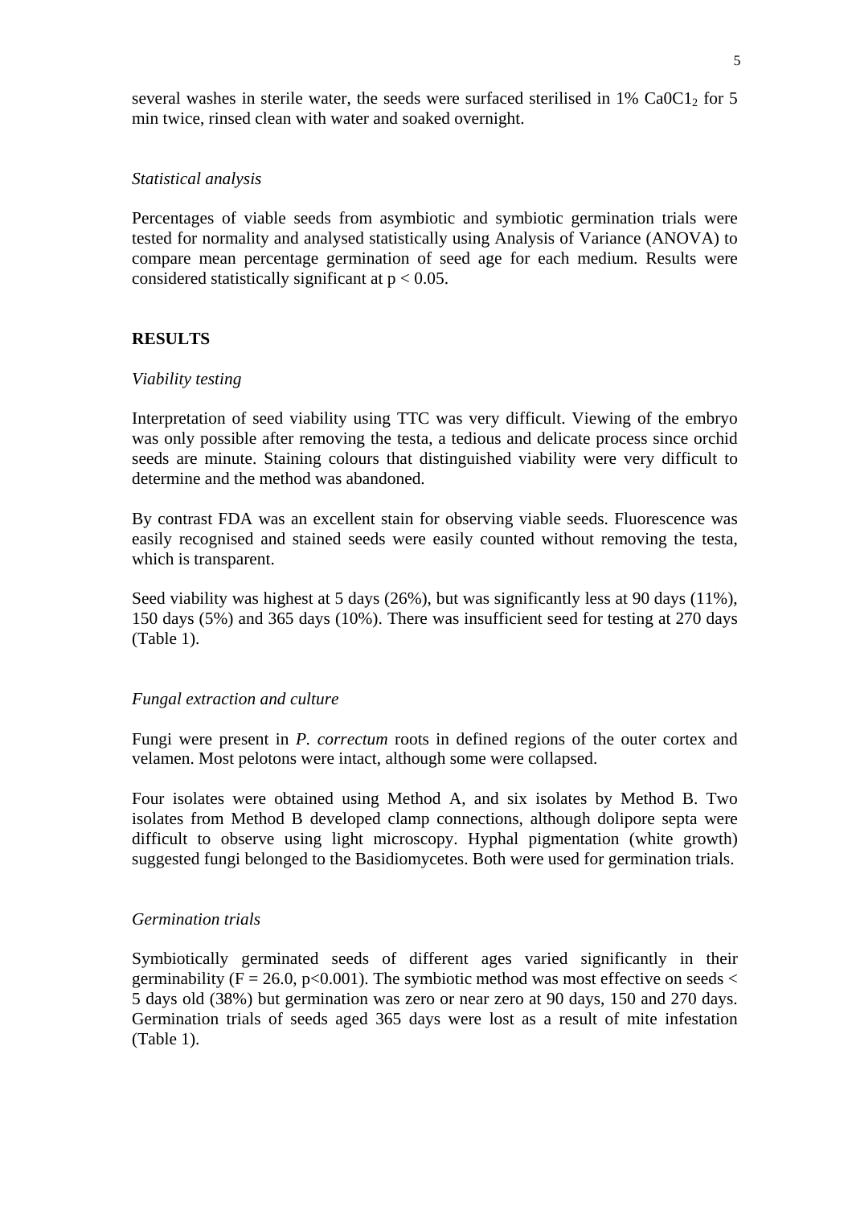several washes in sterile water, the seeds were surfaced sterilised in 1% $Ca0C1_2$ for 5 min twice, rinsed clean with water and soaked overnight.

*Statistical analysis*

Percentages of viable seeds from asymbiotic and symbiotic germination trials were tested for normality and analysed statistically using Analysis of Variance (ANOVA) to compare mean percentage germination of seed age for each medium. Results were considered statistically significant at $p < 0.05$.

## RESULTS

*Viability testing*

Interpretation of seed viability using TTC was very difficult. Viewing of the embryo was only possible after removing the testa, a tedious and delicate process since orchid seeds are minute. Staining colours that distinguished viability were very difficult to determine and the method was abandoned.

By contrast FDA was an excellent stain for observing viable seeds. Fluorescence was easily recognised and stained seeds were easily counted without removing the testa, which is transparent.

Seed viability was highest at 5 days (26%), but was significantly less at 90 days (11%), 150 days (5%) and 365 days (10%). There was insufficient seed for testing at 270 days (Table 1).

*Fungal extraction and culture*

Fungi were present in *P. correctum* roots in defined regions of the outer cortex and velamen. Most pelotons were intact, although some were collapsed.

Four isolates were obtained using Method A, and six isolates by Method B. Two isolates from Method B developed clamp connections, although dolipore septa were difficult to observe using light microscopy. Hyphal pigmentation (white growth) suggested fungi belonged to the Basidiomycetes. Both were used for germination trials.

*Germination trials*

Symbiotically germinated seeds of different ages varied significantly in their germinability ($F = 26.0$, $p<0.001$). The symbiotic method was most effective on seeds < 5 days old (38%) but germination was zero or near zero at 90 days, 150 and 270 days. Germination trials of seeds aged 365 days were lost as a result of mite infestation (Table 1).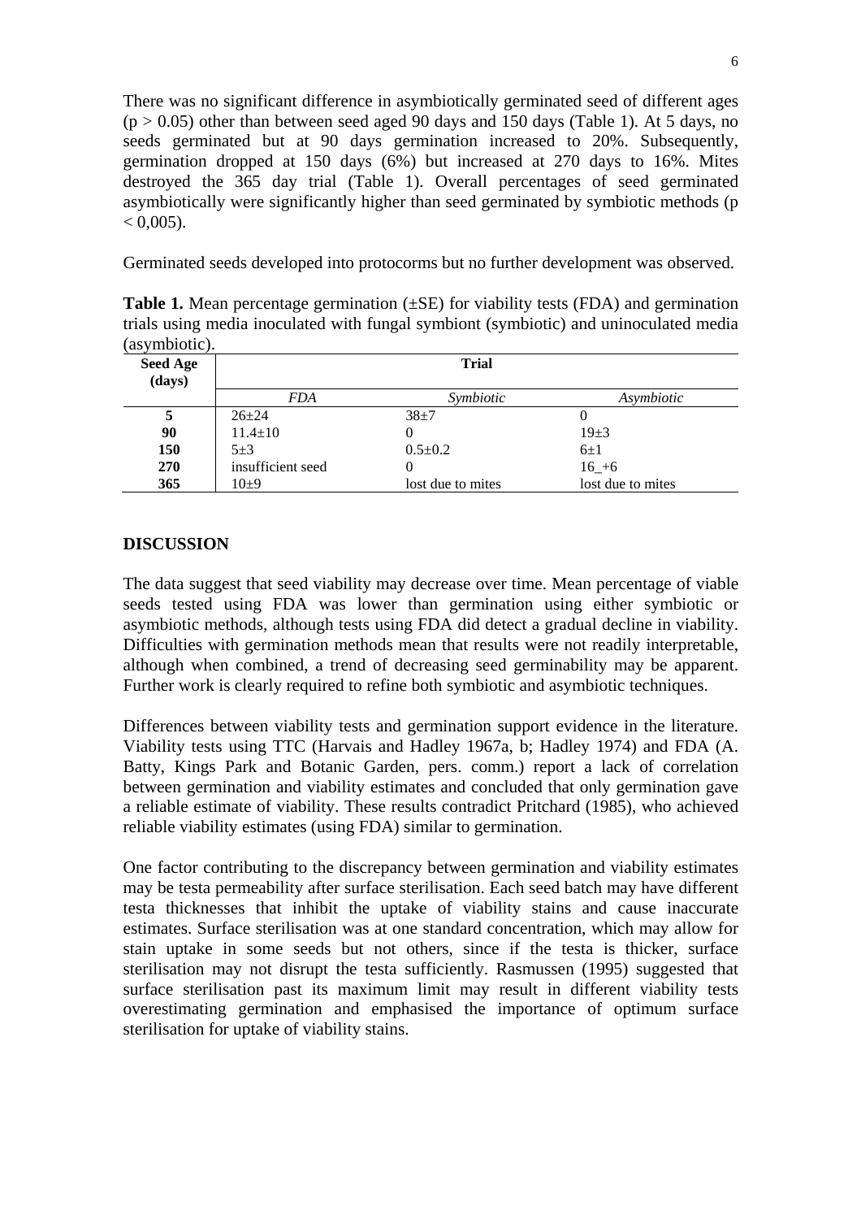There was no significant difference in asymbiotically germinated seed of different ages ($p > 0.05$) other than between seed aged 90 days and 150 days (Table 1). At 5 days, no seeds germinated but at 90 days germination increased to 20%. Subsequently, germination dropped at 150 days (6%) but increased at 270 days to 16%. Mites destroyed the 365 day trial (Table 1). Overall percentages of seed germinated asymbiotically were significantly higher than seed germinated by symbiotic methods ($p < 0{,}005$).

Germinated seeds developed into protocorms but no further development was observed.

**Table 1.** Mean percentage germination (±SE) for viability tests (FDA) and germination trials using media inoculated with fungal symbiont (symbiotic) and uninoculated media (asymbiotic).

| Seed Age (days) | Trial | | |
|---|---|---|---|
| | *FDA* | *Symbiotic* | *Asymbiotic* |
| **5** | 26±24 | 38±7 | 0 |
| **90** | 11.4±10 | 0 | 19±3 |
| **150** | 5±3 | 0.5±0.2 | 6±1 |
| **270** | insufficient seed | 0 | 16_+6 |
| **365** | 10±9 | lost due to mites | lost due to mites |

## DISCUSSION

The data suggest that seed viability may decrease over time. Mean percentage of viable seeds tested using FDA was lower than germination using either symbiotic or asymbiotic methods, although tests using FDA did detect a gradual decline in viability. Difficulties with germination methods mean that results were not readily interpretable, although when combined, a trend of decreasing seed germinability may be apparent. Further work is clearly required to refine both symbiotic and asymbiotic techniques.

Differences between viability tests and germination support evidence in the literature. Viability tests using TTC (Harvais and Hadley 1967a, b; Hadley 1974) and FDA (A. Batty, Kings Park and Botanic Garden, pers. comm.) report a lack of correlation between germination and viability estimates and concluded that only germination gave a reliable estimate of viability. These results contradict Pritchard (1985), who achieved reliable viability estimates (using FDA) similar to germination.

One factor contributing to the discrepancy between germination and viability estimates may be testa permeability after surface sterilisation. Each seed batch may have different testa thicknesses that inhibit the uptake of viability stains and cause inaccurate estimates. Surface sterilisation was at one standard concentration, which may allow for stain uptake in some seeds but not others, since if the testa is thicker, surface sterilisation may not disrupt the testa sufficiently. Rasmussen (1995) suggested that surface sterilisation past its maximum limit may result in different viability tests overestimating germination and emphasised the importance of optimum surface sterilisation for uptake of viability stains.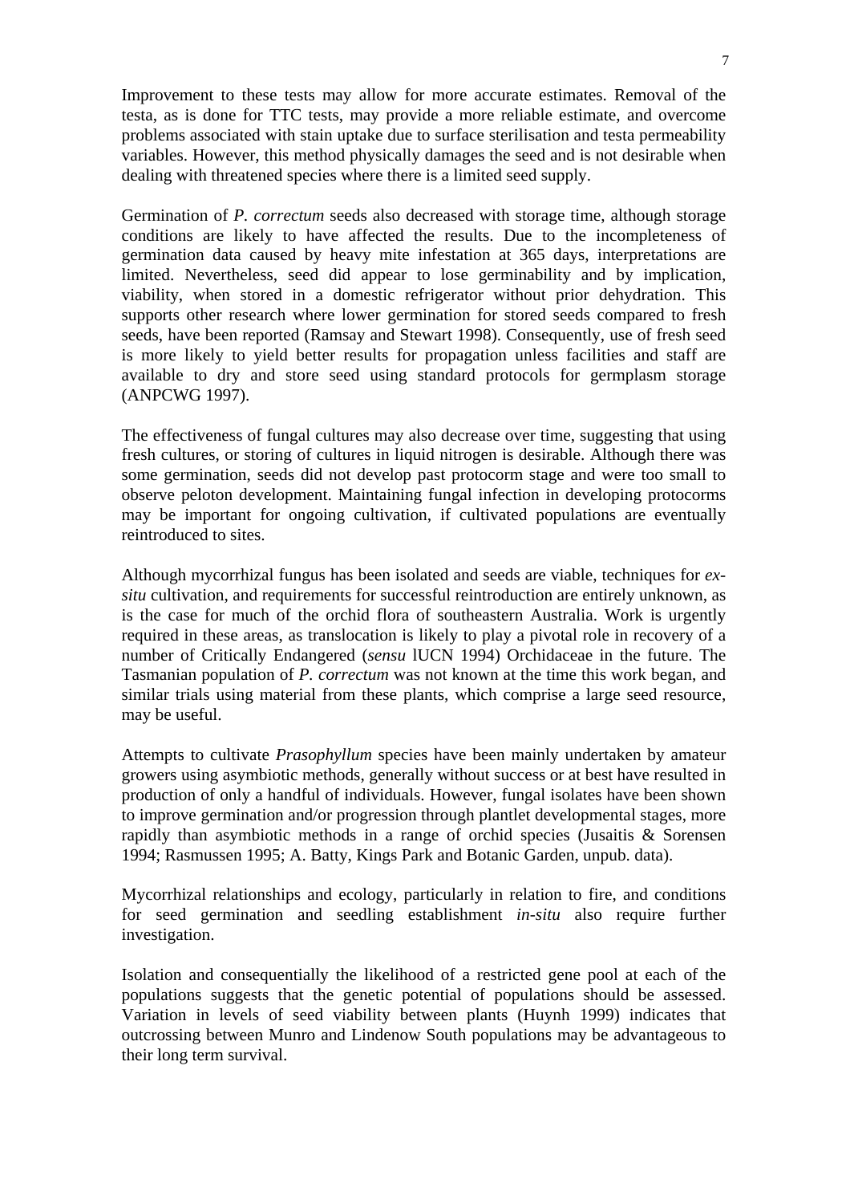Improvement to these tests may allow for more accurate estimates. Removal of the testa, as is done for TTC tests, may provide a more reliable estimate, and overcome problems associated with stain uptake due to surface sterilisation and testa permeability variables. However, this method physically damages the seed and is not desirable when dealing with threatened species where there is a limited seed supply.

Germination of *P. correctum* seeds also decreased with storage time, although storage conditions are likely to have affected the results. Due to the incompleteness of germination data caused by heavy mite infestation at 365 days, interpretations are limited. Nevertheless, seed did appear to lose germinability and by implication, viability, when stored in a domestic refrigerator without prior dehydration. This supports other research where lower germination for stored seeds compared to fresh seeds, have been reported (Ramsay and Stewart 1998). Consequently, use of fresh seed is more likely to yield better results for propagation unless facilities and staff are available to dry and store seed using standard protocols for germplasm storage (ANPCWG 1997).

The effectiveness of fungal cultures may also decrease over time, suggesting that using fresh cultures, or storing of cultures in liquid nitrogen is desirable. Although there was some germination, seeds did not develop past protocorm stage and were too small to observe peloton development. Maintaining fungal infection in developing protocorms may be important for ongoing cultivation, if cultivated populations are eventually reintroduced to sites.

Although mycorrhizal fungus has been isolated and seeds are viable, techniques for *ex-situ* cultivation, and requirements for successful reintroduction are entirely unknown, as is the case for much of the orchid flora of southeastern Australia. Work is urgently required in these areas, as translocation is likely to play a pivotal role in recovery of a number of Critically Endangered (*sensu* lUCN 1994) Orchidaceae in the future. The Tasmanian population of *P. correctum* was not known at the time this work began, and similar trials using material from these plants, which comprise a large seed resource, may be useful.

Attempts to cultivate *Prasophyllum* species have been mainly undertaken by amateur growers using asymbiotic methods, generally without success or at best have resulted in production of only a handful of individuals. However, fungal isolates have been shown to improve germination and/or progression through plantlet developmental stages, more rapidly than asymbiotic methods in a range of orchid species (Jusaitis & Sorensen 1994; Rasmussen 1995; A. Batty, Kings Park and Botanic Garden, unpub. data).

Mycorrhizal relationships and ecology, particularly in relation to fire, and conditions for seed germination and seedling establishment *in-situ* also require further investigation.

Isolation and consequentially the likelihood of a restricted gene pool at each of the populations suggests that the genetic potential of populations should be assessed. Variation in levels of seed viability between plants (Huynh 1999) indicates that outcrossing between Munro and Lindenow South populations may be advantageous to their long term survival.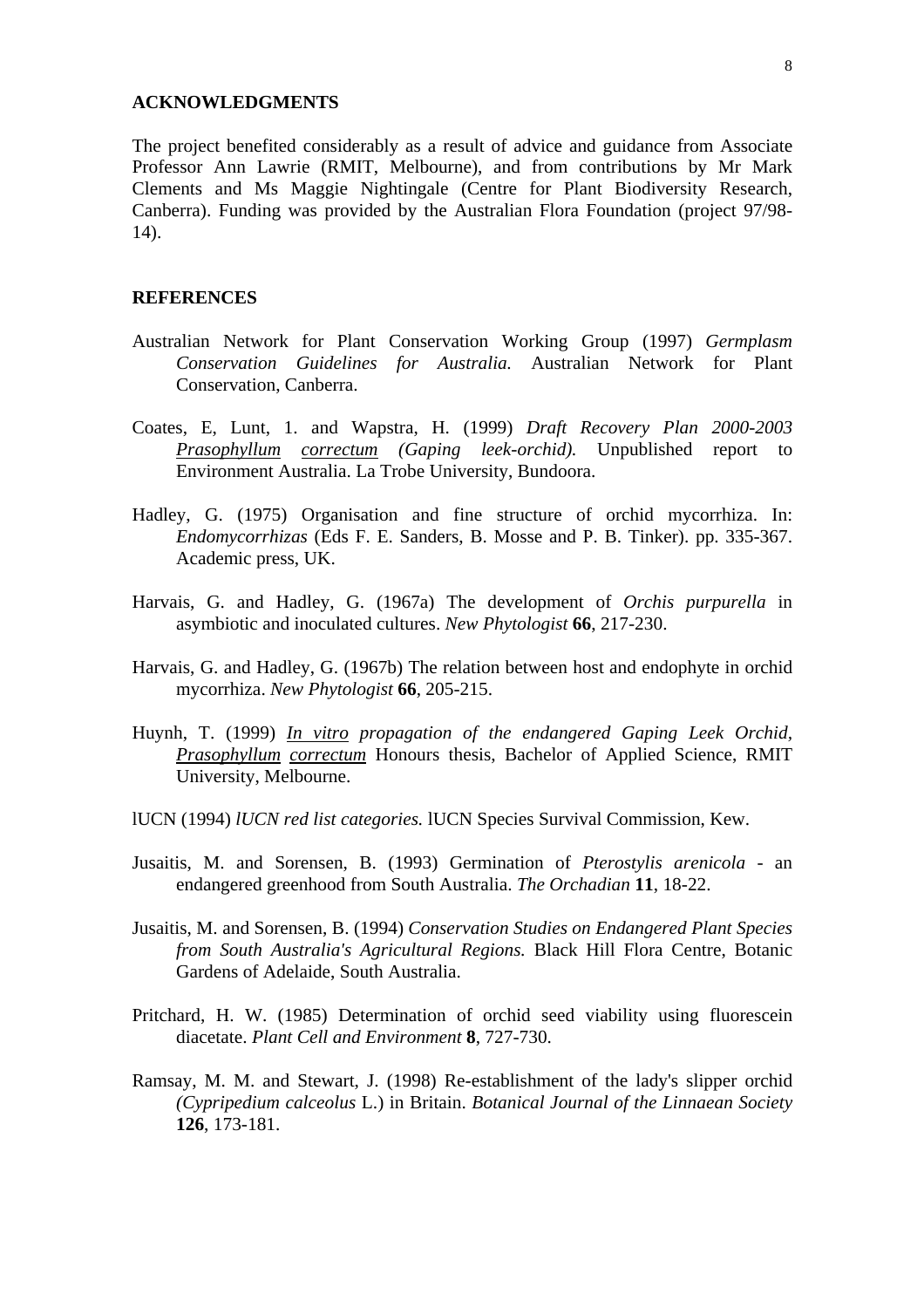## ACKNOWLEDGMENTS

The project benefited considerably as a result of advice and guidance from Associate Professor Ann Lawrie (RMIT, Melbourne), and from contributions by Mr Mark Clements and Ms Maggie Nightingale (Centre for Plant Biodiversity Research, Canberra). Funding was provided by the Australian Flora Foundation (project 97/98-14).

## REFERENCES

Australian Network for Plant Conservation Working Group (1997) *Germplasm Conservation Guidelines for Australia.* Australian Network for Plant Conservation, Canberra.

Coates, E, Lunt, 1. and Wapstra, H. (1999) *Draft Recovery Plan 2000-2003 Prasophyllum correctum (Gaping leek-orchid).* Unpublished report to Environment Australia. La Trobe University, Bundoora.

Hadley, G. (1975) Organisation and fine structure of orchid mycorrhiza. In: *Endomycorrhizas* (Eds F. E. Sanders, B. Mosse and P. B. Tinker). pp. 335-367. Academic press, UK.

Harvais, G. and Hadley, G. (1967a) The development of *Orchis purpurella* in asymbiotic and inoculated cultures. *New Phytologist* **66**, 217-230.

Harvais, G. and Hadley, G. (1967b) The relation between host and endophyte in orchid mycorrhiza. *New Phytologist* **66**, 205-215.

Huynh, T. (1999) *In vitro propagation of the endangered Gaping Leek Orchid, Prasophyllum correctum* Honours thesis, Bachelor of Applied Science, RMIT University, Melbourne.

lUCN (1994) *lUCN red list categories.* lUCN Species Survival Commission, Kew.

Jusaitis, M. and Sorensen, B. (1993) Germination of *Pterostylis arenicola* - an endangered greenhood from South Australia. *The Orchadian* **11**, 18-22.

Jusaitis, M. and Sorensen, B. (1994) *Conservation Studies on Endangered Plant Species from South Australia's Agricultural Regions.* Black Hill Flora Centre, Botanic Gardens of Adelaide, South Australia.

Pritchard, H. W. (1985) Determination of orchid seed viability using fluorescein diacetate. *Plant Cell and Environment* **8**, 727-730.

Ramsay, M. M. and Stewart, J. (1998) Re-establishment of the lady's slipper orchid *(Cypripedium calceolus* L.) in Britain. *Botanical Journal of the Linnaean Society* **126**, 173-181.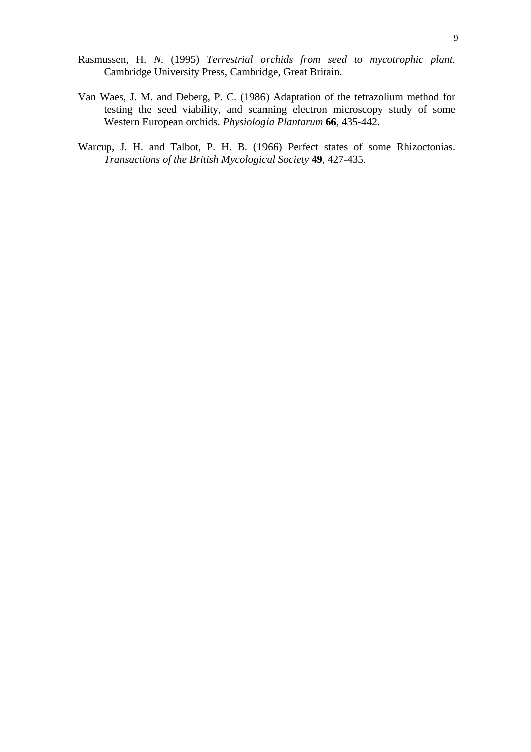Rasmussen, H. *N.* (1995) *Terrestrial orchids from seed to mycotrophic plant.* Cambridge University Press, Cambridge, Great Britain.

Van Waes, J. M. and Deberg, P. C. (1986) Adaptation of the tetrazolium method for testing the seed viability, and scanning electron microscopy study of some Western European orchids. *Physiologia Plantarum* **66**, 435-442.

Warcup, J. H. and Talbot, P. H. B. (1966) Perfect states of some Rhizoctonias. *Transactions of the British Mycological Society* **49**, 427-435.